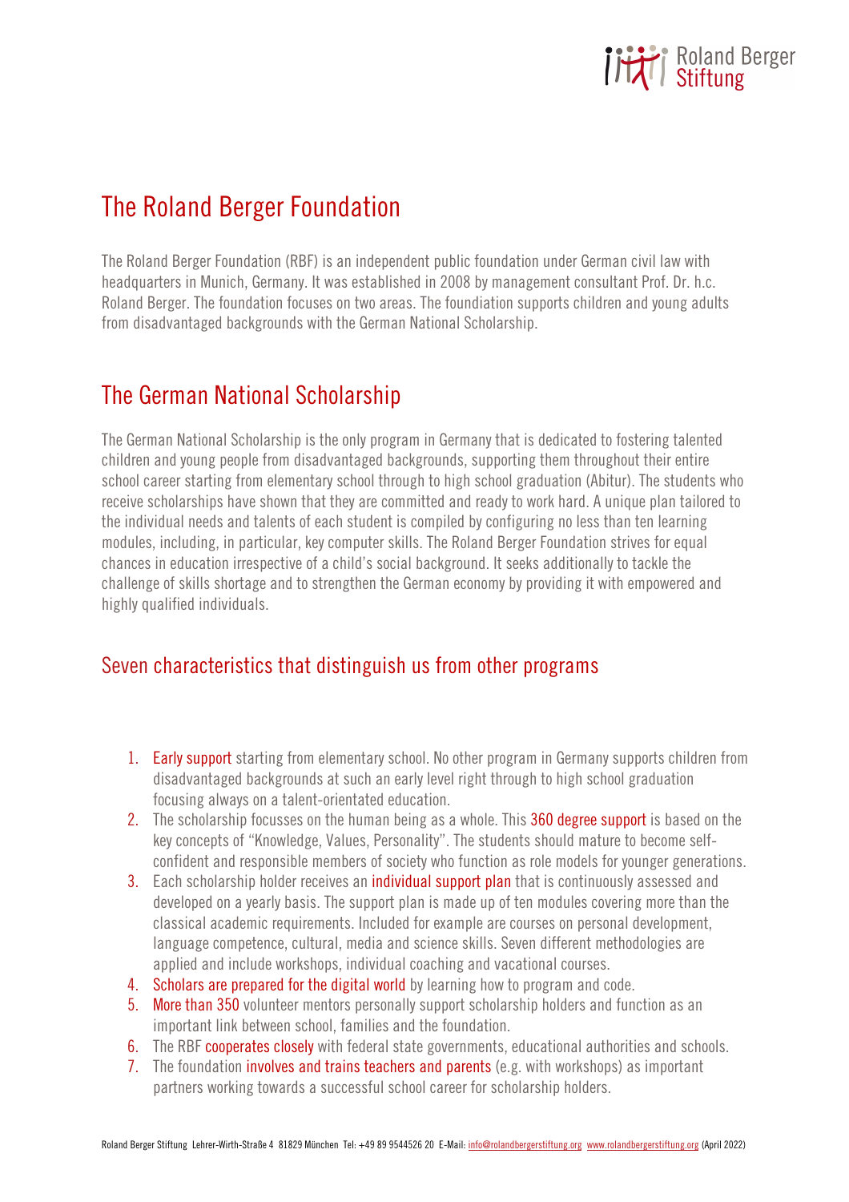# The Roland Berger Foundation

The Roland Berger Foundation (RBF) is an independent public foundation under German civil law with headquarters in Munich, Germany. It was established in 2008 by management consultant Prof. Dr. h.c. Roland Berger. The foundation focuses on two areas. The foundation supports children and young adults from disadvantaged backgrounds with the German National Scholarship.

# The German National Scholarship

The German National Scholarship is the only program in Germany that is dedicated to fostering talented children and young people from disadvantaged backgrounds, supporting them throughout their entire school career starting from elementary school through to high school graduation (Abitur). The students who receive scholarships have shown that they are committed and ready to work hard. A unique plan tailored to the individual needs and talents of each student is compiled by configuring no less than ten learning modules, including, in particular, key computer skills. The Roland Berger Foundation strives for equal chances in education irrespective of a child's social background. It seeks additionally to tackle the challenge of skills shortage and to strengthen the German economy by providing it with empowered and highly qualified individuals.

## Seven characteristics that distinguish us from other programs

1. Early support starting from elementary school. No other program in Germany supports children from disadvantaged backgrounds at such an early level right through to high school graduation focusing always on a talent-orientated education.
2. The scholarship focusses on the human being as a whole. This 360 degree support is based on the key concepts of "Knowledge, Values, Personality". The students should mature to become self-confident and responsible members of society who function as role models for younger generations.
3. Each scholarship holder receives an individual support plan that is continuously assessed and developed on a yearly basis. The support plan is made up of ten modules covering more than the classical academic requirements. Included for example are courses on personal development, language competence, cultural, media and science skills. Seven different methodologies are applied and include workshops, individual coaching and vacational courses.
4. Scholars are prepared for the digital world by learning how to program and code.
5. More than 350 volunteer mentors personally support scholarship holders and function as an important link between school, families and the foundation.
6. The RBF cooperates closely with federal state governments, educational authorities and schools.
7. The foundation involves and trains teachers and parents (e.g. with workshops) as important partners working towards a successful school career for scholarship holders.

Roland Berger Stiftung Lehrer-Wirth-Straße 4 81829 München Tel: +49 89 9544526 20 E-Mail: info@rolandbergerstiftung.org www.rolandbergerstiftung.org (April 2022)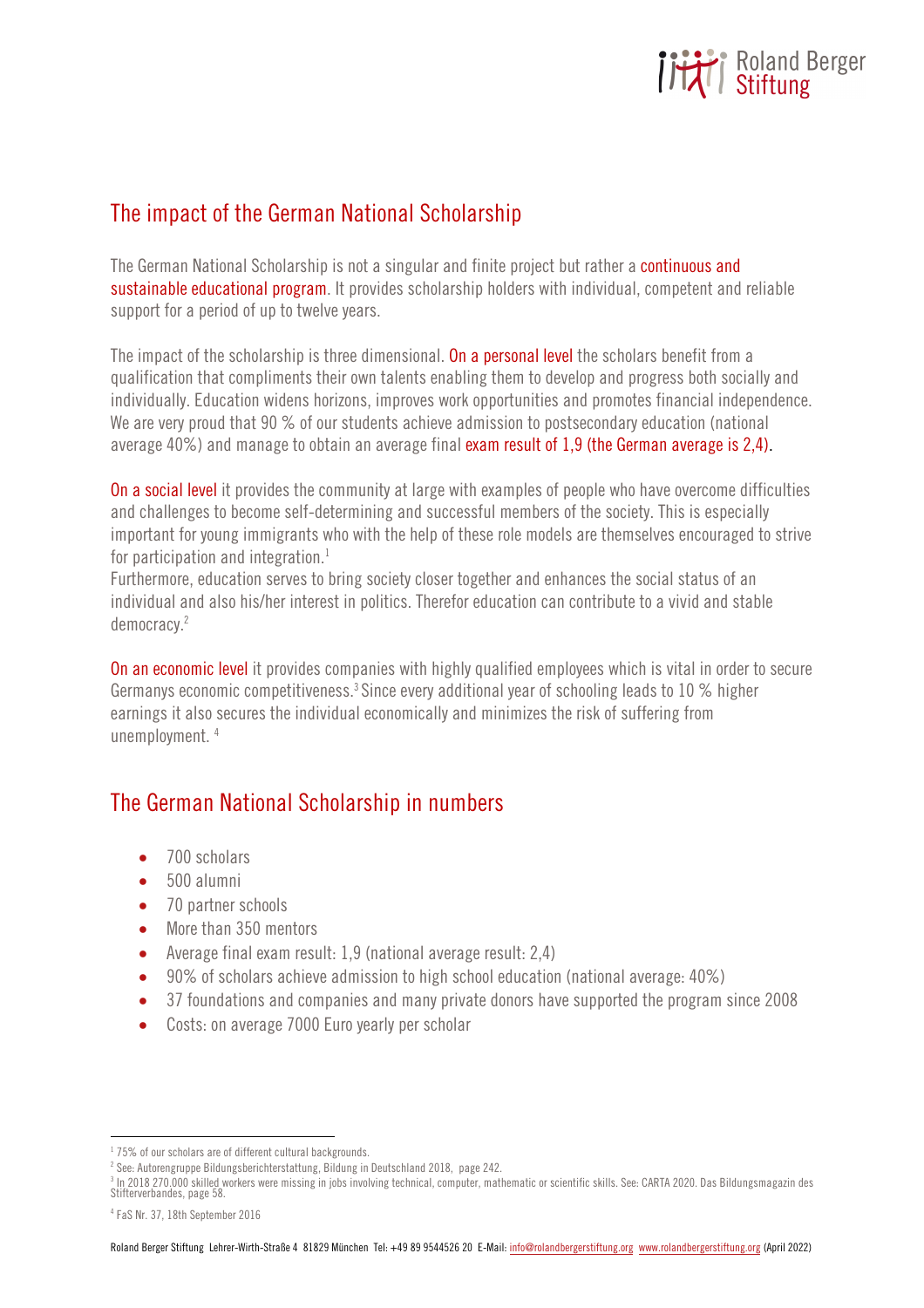## The impact of the German National Scholarship

The German National Scholarship is not a singular and finite project but rather a continuous and sustainable educational program. It provides scholarship holders with individual, competent and reliable support for a period of up to twelve years.

The impact of the scholarship is three dimensional. On a personal level the scholars benefit from a qualification that compliments their own talents enabling them to develop and progress both socially and individually. Education widens horizons, improves work opportunities and promotes financial independence. We are very proud that 90 % of our students achieve admission to postsecondary education (national average 40%) and manage to obtain an average final exam result of 1,9 (the German average is 2,4).

On a social level it provides the community at large with examples of people who have overcome difficulties and challenges to become self-determining and successful members of the society. This is especially important for young immigrants who with the help of these role models are themselves encouraged to strive for participation and integration.[1]
Furthermore, education serves to bring society closer together and enhances the social status of an individual and also his/her interest in politics. Therefor education can contribute to a vivid and stable democracy.[2]

On an economic level it provides companies with highly qualified employees which is vital in order to secure Germanys economic competitiveness.[3] Since every additional year of schooling leads to 10 % higher earnings it also secures the individual economically and minimizes the risk of suffering from unemployment. [4]

## The German National Scholarship in numbers

- 700 scholars
- 500 alumni
- 70 partner schools
- More than 350 mentors
- Average final exam result: 1,9 (national average result: 2,4)
- 90% of scholars achieve admission to high school education (national average: 40%)
- 37 foundations and companies and many private donors have supported the program since 2008
- Costs: on average 7000 Euro yearly per scholar

[1] 75% of our scholars are of different cultural backgrounds.
[2] See: Autorengruppe Bildungsberichterstattung, Bildung in Deutschland 2018, page 242.
[3] In 2018 270.000 skilled workers were missing in jobs involving technical, computer, mathematic or scientific skills. See: CARTA 2020. Das Bildungsmagazin des Stifterverbandes, page 58.
[4] FaS Nr. 37, 18th September 2016

Roland Berger Stiftung Lehrer-Wirth-Straße 4 81829 München Tel: +49 89 9544526 20 E-Mail: info@rolandbergerstiftung.org www.rolandbergerstiftung.org (April 2022)